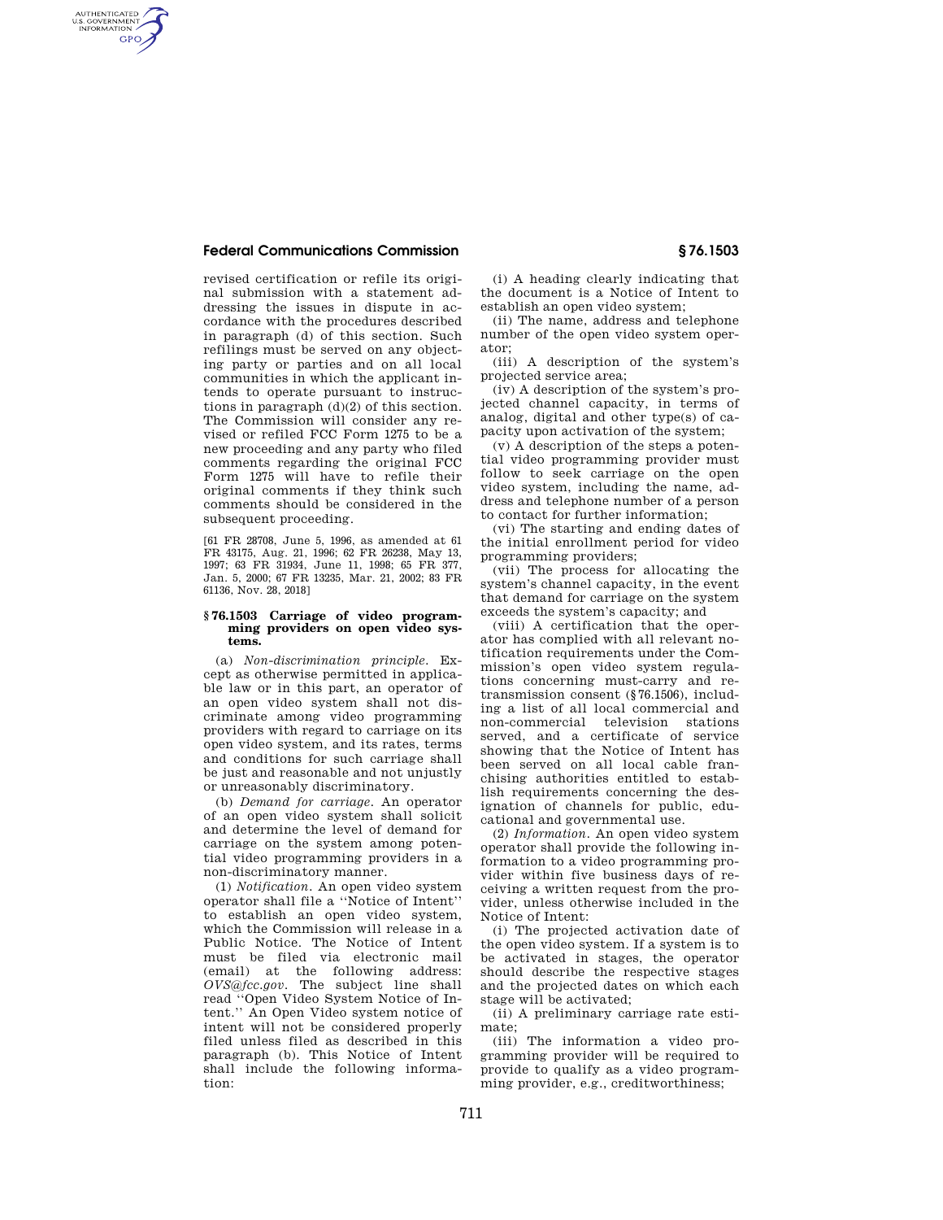revised certification or refile its original submission with a statement addressing the issues in dispute in accordance with the procedures described in paragraph (d) of this section. Such refilings must be served on any objecting party or parties and on all local communities in which the applicant intends to operate pursuant to instructions in paragraph (d)(2) of this section. The Commission will consider any revised or refiled FCC Form 1275 to be a new proceeding and any party who filed comments regarding the original FCC Form 1275 will have to refile their original comments if they think such comments should be considered in the subsequent proceeding.

[61 FR 28708, June 5, 1996, as amended at 61 FR 43175, Aug. 21, 1996; 62 FR 26238, May 13, 1997; 63 FR 31934, June 11, 1998; 65 FR 377, Jan. 5, 2000; 67 FR 13235, Mar. 21, 2002; 83 FR 61136, Nov. 28, 2018]

### § 76.1503 Carriage of video programming providers on open video systems.

(a) *Non-discrimination principle.* Except as otherwise permitted in applicable law or in this part, an operator of an open video system shall not discriminate among video programming providers with regard to carriage on its open video system, and its rates, terms and conditions for such carriage shall be just and reasonable and not unjustly or unreasonably discriminatory.

(b) *Demand for carriage.* An operator of an open video system shall solicit and determine the level of demand for carriage on the system among potential video programming providers in a non-discriminatory manner.

(1) *Notification.* An open video system operator shall file a "Notice of Intent" to establish an open video system, which the Commission will release in a Public Notice. The Notice of Intent must be filed via electronic mail (email) at the following address: *OVS@fcc.gov*. The subject line shall read "Open Video System Notice of Intent." An Open Video system notice of intent will not be considered properly filed unless filed as described in this paragraph (b). This Notice of Intent shall include the following information:

(i) A heading clearly indicating that the document is a Notice of Intent to establish an open video system;

(ii) The name, address and telephone number of the open video system operator;

(iii) A description of the system's projected service area;

(iv) A description of the system's projected channel capacity, in terms of analog, digital and other type(s) of capacity upon activation of the system;

(v) A description of the steps a potential video programming provider must follow to seek carriage on the open video system, including the name, address and telephone number of a person to contact for further information;

(vi) The starting and ending dates of the initial enrollment period for video programming providers;

(vii) The process for allocating the system's channel capacity, in the event that demand for carriage on the system exceeds the system's capacity; and

(viii) A certification that the operator has complied with all relevant notification requirements under the Commission's open video system regulations concerning must-carry and retransmission consent (§ 76.1506), including a list of all local commercial and non-commercial television stations served, and a certificate of service showing that the Notice of Intent has been served on all local cable franchising authorities entitled to establish requirements concerning the designation of channels for public, educational and governmental use.

(2) *Information.* An open video system operator shall provide the following information to a video programming provider within five business days of receiving a written request from the provider, unless otherwise included in the Notice of Intent:

(i) The projected activation date of the open video system. If a system is to be activated in stages, the operator should describe the respective stages and the projected dates on which each stage will be activated;

(ii) A preliminary carriage rate estimate;

(iii) The information a video programming provider will be required to provide to qualify as a video programming provider, e.g., creditworthiness;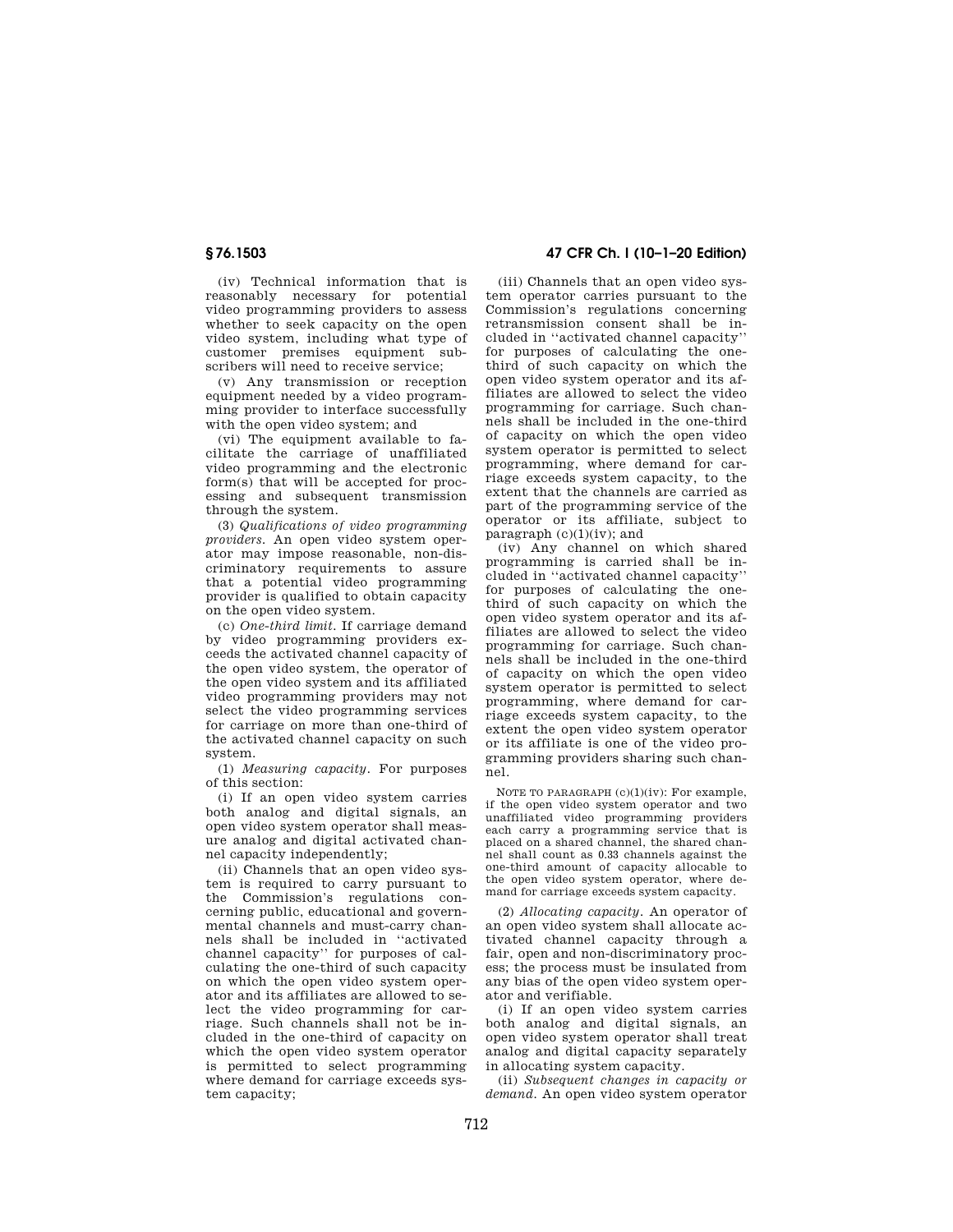(iv) Technical information that is reasonably necessary for potential video programming providers to assess whether to seek capacity on the open video system, including what type of customer premises equipment subscribers will need to receive service;

(v) Any transmission or reception equipment needed by a video programming provider to interface successfully with the open video system; and

(vi) The equipment available to facilitate the carriage of unaffiliated video programming and the electronic form(s) that will be accepted for processing and subsequent transmission through the system.

(3) *Qualifications of video programming providers.* An open video system operator may impose reasonable, non-discriminatory requirements to assure that a potential video programming provider is qualified to obtain capacity on the open video system.

(c) *One-third limit.* If carriage demand by video programming providers exceeds the activated channel capacity of the open video system, the operator of the open video system and its affiliated video programming providers may not select the video programming services for carriage on more than one-third of the activated channel capacity on such system.

(1) *Measuring capacity.* For purposes of this section:

(i) If an open video system carries both analog and digital signals, an open video system operator shall measure analog and digital activated channel capacity independently;

(ii) Channels that an open video system is required to carry pursuant to the Commission's regulations concerning public, educational and governmental channels and must-carry channels shall be included in "activated channel capacity" for purposes of calculating the one-third of such capacity on which the open video system operator and its affiliates are allowed to select the video programming for carriage. Such channels shall not be included in the one-third of capacity on which the open video system operator is permitted to select programming where demand for carriage exceeds system capacity;

(iii) Channels that an open video system operator carries pursuant to the Commission's regulations concerning retransmission consent shall be included in "activated channel capacity" for purposes of calculating the one-third of such capacity on which the open video system operator and its affiliates are allowed to select the video programming for carriage. Such channels shall be included in the one-third of capacity on which the open video system operator is permitted to select programming, where demand for carriage exceeds system capacity, to the extent that the channels are carried as part of the programming service of the operator or its affiliate, subject to paragraph (c)(1)(iv); and

(iv) Any channel on which shared programming is carried shall be included in "activated channel capacity" for purposes of calculating the one-third of such capacity on which the open video system operator and its affiliates are allowed to select the video programming for carriage. Such channels shall be included in the one-third of capacity on which the open video system operator is permitted to select programming, where demand for carriage exceeds system capacity, to the extent the open video system operator or its affiliate is one of the video programming providers sharing such channel.

NOTE TO PARAGRAPH (c)(1)(iv): For example, if the open video system operator and two unaffiliated video programming providers each carry a programming service that is placed on a shared channel, the shared channel shall count as 0.33 channels against the one-third amount of capacity allocable to the open video system operator, where demand for carriage exceeds system capacity.

(2) *Allocating capacity.* An operator of an open video system shall allocate activated channel capacity through a fair, open and non-discriminatory process; the process must be insulated from any bias of the open video system operator and verifiable.

(i) If an open video system carries both analog and digital signals, an open video system operator shall treat analog and digital capacity separately in allocating system capacity.

(ii) *Subsequent changes in capacity or demand.* An open video system operator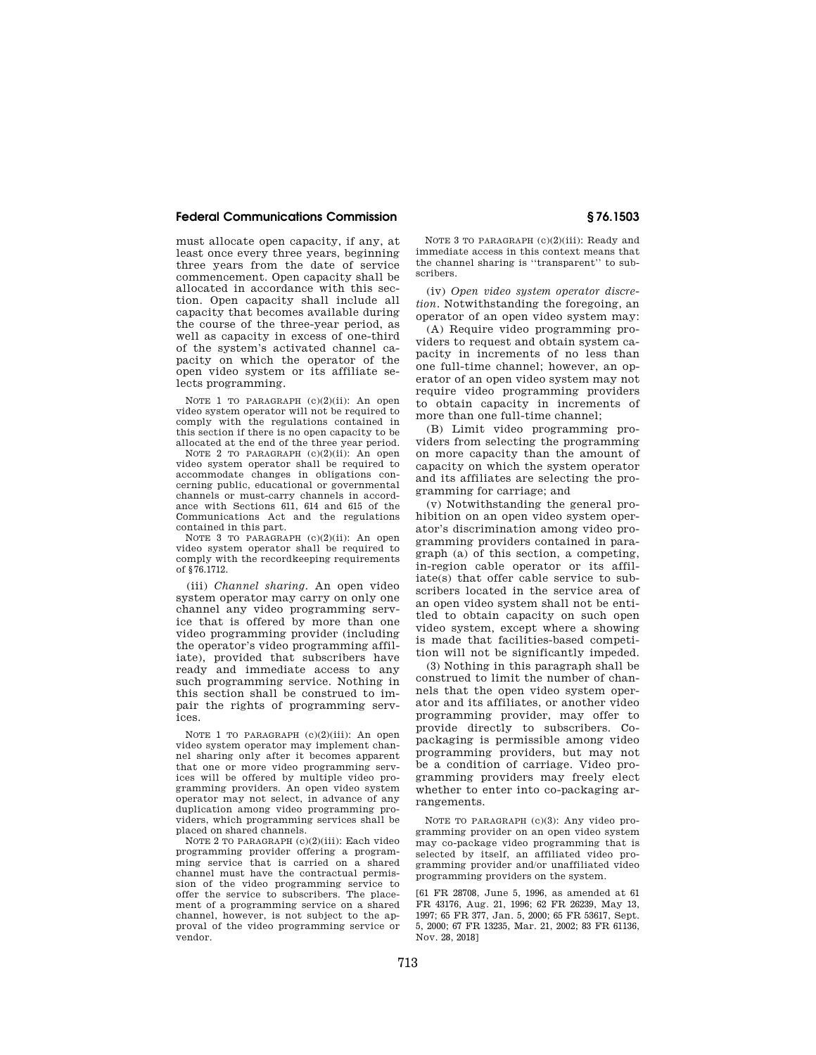must allocate open capacity, if any, at least once every three years, beginning three years from the date of service commencement. Open capacity shall be allocated in accordance with this section. Open capacity shall include all capacity that becomes available during the course of the three-year period, as well as capacity in excess of one-third of the system's activated channel capacity on which the operator of the open video system or its affiliate selects programming.

NOTE 1 TO PARAGRAPH (c)(2)(ii): An open video system operator will not be required to comply with the regulations contained in this section if there is no open capacity to be allocated at the end of the three year period.

NOTE 2 TO PARAGRAPH (c)(2)(ii): An open video system operator shall be required to accommodate changes in obligations concerning public, educational or governmental channels or must-carry channels in accordance with Sections 611, 614 and 615 of the Communications Act and the regulations contained in this part.

NOTE 3 TO PARAGRAPH (c)(2)(ii): An open video system operator shall be required to comply with the recordkeeping requirements of §76.1712.

(iii) *Channel sharing.* An open video system operator may carry on only one channel any video programming service that is offered by more than one video programming provider (including the operator's video programming affiliate), provided that subscribers have ready and immediate access to any such programming service. Nothing in this section shall be construed to impair the rights of programming services.

NOTE 1 TO PARAGRAPH (c)(2)(iii): An open video system operator may implement channel sharing only after it becomes apparent that one or more video programming services will be offered by multiple video programming providers. An open video system operator may not select, in advance of any duplication among video programming providers, which programming services shall be placed on shared channels.

NOTE 2 TO PARAGRAPH (c)(2)(iii): Each video programming provider offering a programming service that is carried on a shared channel must have the contractual permission of the video programming service to offer the service to subscribers. The placement of a programming service on a shared channel, however, is not subject to the approval of the video programming service or vendor.

NOTE 3 TO PARAGRAPH (c)(2)(iii): Ready and immediate access in this context means that the channel sharing is "transparent" to subscribers.

(iv) *Open video system operator discretion.* Notwithstanding the foregoing, an operator of an open video system may:

(A) Require video programming providers to request and obtain system capacity in increments of no less than one full-time channel; however, an operator of an open video system may not require video programming providers to obtain capacity in increments of more than one full-time channel;

(B) Limit video programming providers from selecting the programming on more capacity than the amount of capacity on which the system operator and its affiliates are selecting the programming for carriage; and

(v) Notwithstanding the general prohibition on an open video system operator's discrimination among video programming providers contained in paragraph (a) of this section, a competing, in-region cable operator or its affiliate(s) that offer cable service to subscribers located in the service area of an open video system shall not be entitled to obtain capacity on such open video system, except where a showing is made that facilities-based competition will not be significantly impeded.

(3) Nothing in this paragraph shall be construed to limit the number of channels that the open video system operator and its affiliates, or another video programming provider, may offer to provide directly to subscribers. Co-packaging is permissible among video programming providers, but may not be a condition of carriage. Video programming providers may freely elect whether to enter into co-packaging arrangements.

NOTE TO PARAGRAPH (c)(3): Any video programming provider on an open video system may co-package video programming that is selected by itself, an affiliated video programming provider and/or unaffiliated video programming providers on the system.

[61 FR 28708, June 5, 1996, as amended at 61 FR 43176, Aug. 21, 1996; 62 FR 26239, May 13, 1997; 65 FR 377, Jan. 5, 2000; 65 FR 53617, Sept. 5, 2000; 67 FR 13235, Mar. 21, 2002; 83 FR 61136, Nov. 28, 2018]